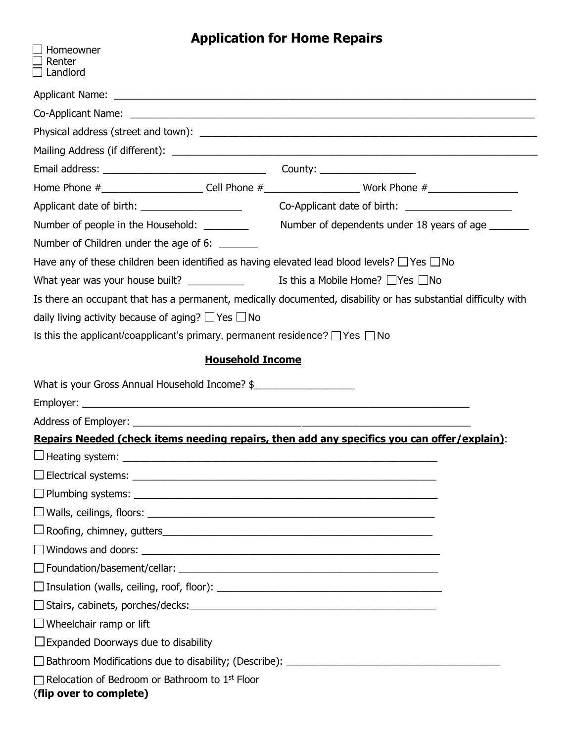# Application for Home Repairs

☐ Homeowner
☐ Renter
☐ Landlord

Applicant Name: ______________________________________________________________________________

Co-Applicant Name: ____________________________________________________________________________

Physical address (street and town): _____________________________________________________________

Mailing Address (if different): ________________________________________________________________

Email address: ______________________________ County: _________________

Home Phone #__________________ Cell Phone #_________________ Work Phone #________________

Applicant date of birth: __________________ Co-Applicant date of birth: ___________________

Number of people in the Household: ________ Number of dependents under 18 years of age _______

Number of Children under the age of 6: _______

Have any of these children been identified as having elevated lead blood levels? ☐ Yes ☐ No

What year was your house built? __________ Is this a Mobile Home? ☐ Yes ☐ No

Is there an occupant that has a permanent, medically documented, disability or has substantial difficulty with daily living activity because of aging? ☐ Yes ☐ No

Is this the applicant/coapplicant's primary, permanent residence? ☐ Yes ☐ No

## Household Income

What is your Gross Annual Household Income? $_________________

Employer: _______________________________________________________________________

Address of Employer: _______________________________________________________________

**Repairs Needed (check items needing repairs, then add any specifics you can offer/explain)**:

☐ Heating system: ____________________________________________________________

☐ Electrical systems: __________________________________________________________

☐ Plumbing systems: __________________________________________________________

☐ Walls, ceilings, floors: _______________________________________________________

☐ Roofing, chimney, gutters______________________________________________________

☐ Windows and doors: _________________________________________________________

☐ Foundation/basement/cellar: ___________________________________________________

☐ Insulation (walls, ceiling, roof, floor): ___________________________________________

☐ Stairs, cabinets, porches/decks:_________________________________________________

☐ Wheelchair ramp or lift

☐ Expanded Doorways due to disability

☐ Bathroom Modifications due to disability; (Describe): _______________________________________

☐ Relocation of Bedroom or Bathroom to 1st Floor

(**flip over to complete**)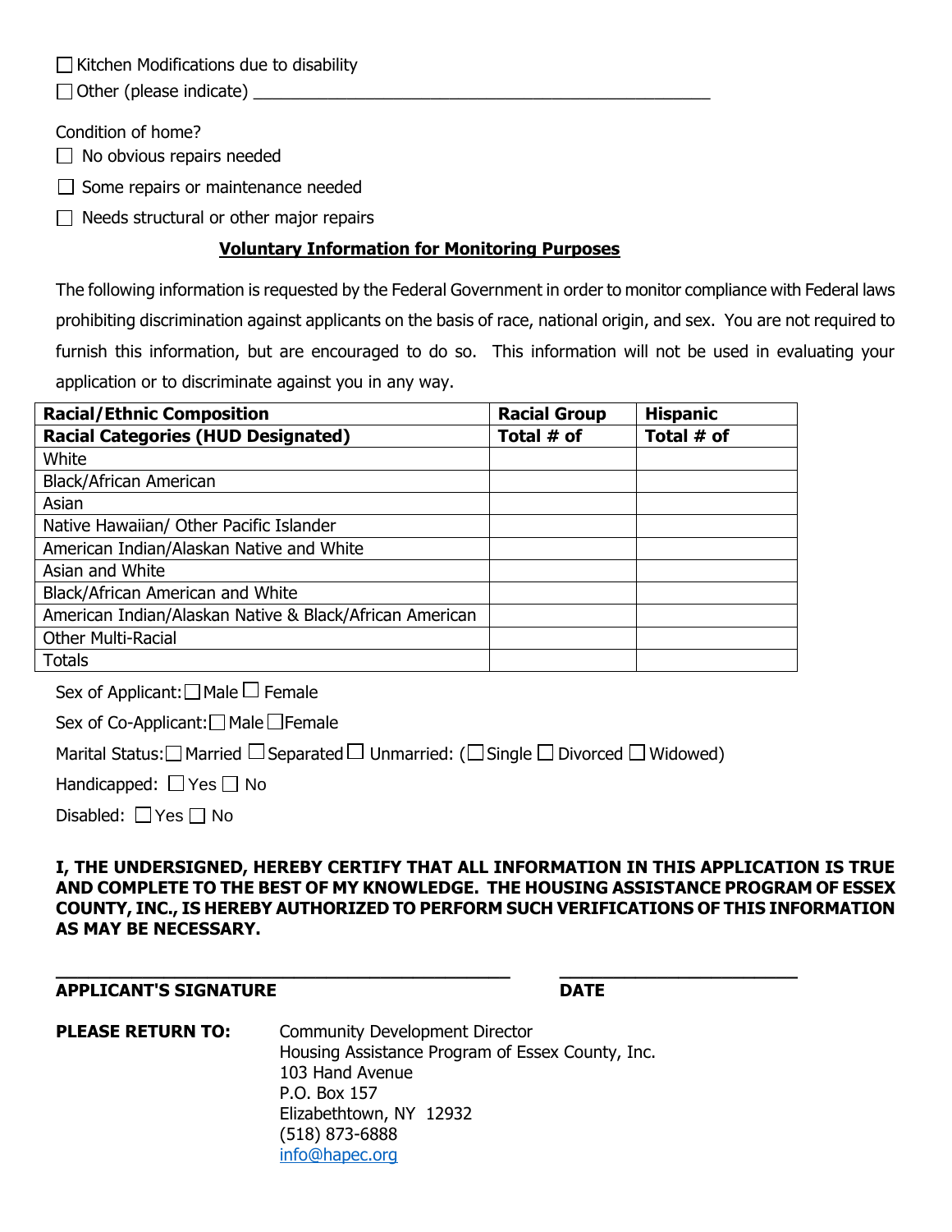☐ Kitchen Modifications due to disability

☐ Other (please indicate) ___________________________________________________

Condition of home?

☐ No obvious repairs needed

☐ Some repairs or maintenance needed

☐ Needs structural or other major repairs

**Voluntary Information for Monitoring Purposes**

The following information is requested by the Federal Government in order to monitor compliance with Federal laws prohibiting discrimination against applicants on the basis of race, national origin, and sex. You are not required to furnish this information, but are encouraged to do so. This information will not be used in evaluating your application or to discriminate against you in any way.

| **Racial/Ethnic Composition** | **Racial Group** | **Hispanic** |
|---|---|---|
| **Racial Categories (HUD Designated)** | **Total # of** | **Total # of** |
| White | | |
| Black/African American | | |
| Asian | | |
| Native Hawaiian/ Other Pacific Islander | | |
| American Indian/Alaskan Native and White | | |
| Asian and White | | |
| Black/African American and White | | |
| American Indian/Alaskan Native & Black/African American | | |
| Other Multi-Racial | | |
| Totals | | |

Sex of Applicant: ☐ Male ☐ Female

Sex of Co-Applicant: ☐ Male ☐ Female

Marital Status: ☐ Married ☐ Separated ☐ Unmarried: (☐ Single ☐ Divorced ☐ Widowed)

Handicapped: ☐ Yes ☐ No

Disabled: ☐ Yes ☐ No

**I, THE UNDERSIGNED, HEREBY CERTIFY THAT ALL INFORMATION IN THIS APPLICATION IS TRUE AND COMPLETE TO THE BEST OF MY KNOWLEDGE. THE HOUSING ASSISTANCE PROGRAM OF ESSEX COUNTY, INC., IS HEREBY AUTHORIZED TO PERFORM SUCH VERIFICATIONS OF THIS INFORMATION AS MAY BE NECESSARY.**

_____________________________________________ &nbsp;&nbsp;&nbsp;&nbsp; _______________________

**APPLICANT'S SIGNATURE** &nbsp;&nbsp;&nbsp;&nbsp; **DATE**

**PLEASE RETURN TO:**

Community Development Director
Housing Assistance Program of Essex County, Inc.
103 Hand Avenue
P.O. Box 157
Elizabethtown, NY 12932
(518) 873-6888
info@hapec.org